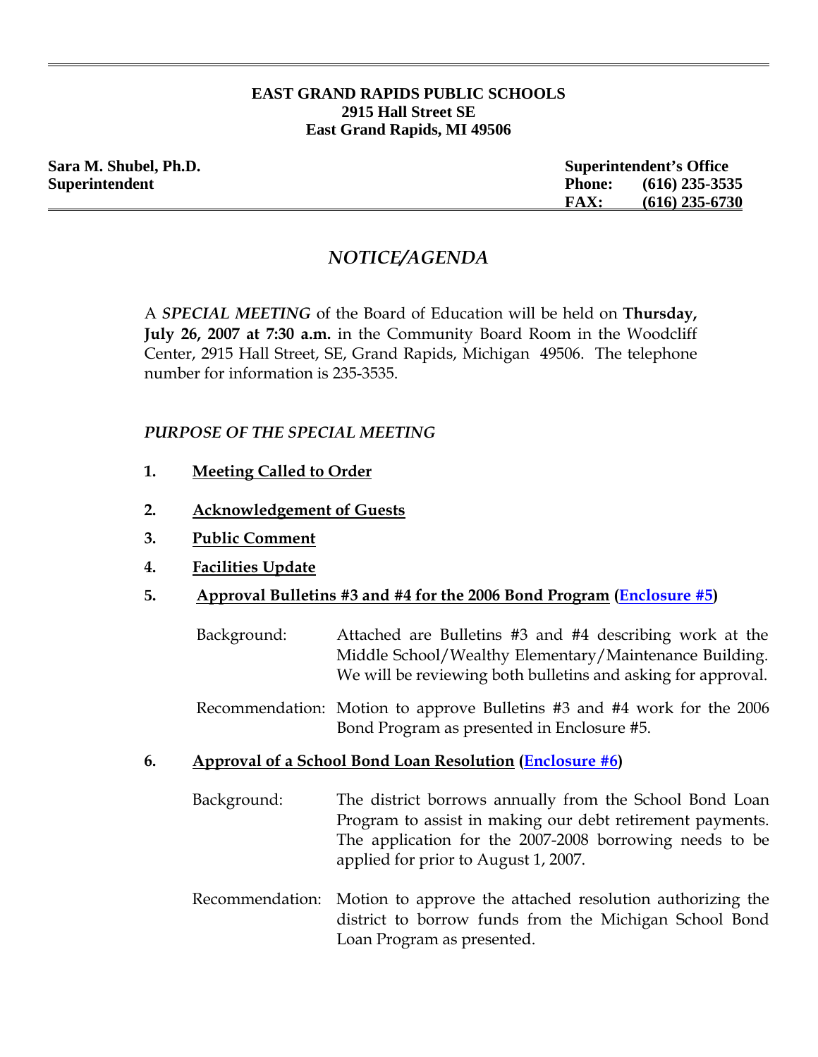**EAST GRAND RAPIDS PUBLIC SCHOOLS**
**2915 Hall Street SE**
**East Grand Rapids, MI 49506**

**Sara M. Shubel, Ph.D.**
**Superintendent**

**Superintendent's Office**
**Phone: (616) 235-3535**
**FAX: (616) 235-6730**

# *NOTICE/AGENDA*

A ***SPECIAL MEETING*** of the Board of Education will be held on **Thursday, July 26, 2007 at 7:30 a.m.** in the Community Board Room in the Woodcliff Center, 2915 Hall Street, SE, Grand Rapids, Michigan 49506. The telephone number for information is 235-3535.

*PURPOSE OF THE SPECIAL MEETING*

**1. Meeting Called to Order**

**2. Acknowledgement of Guests**

**3. Public Comment**

**4. Facilities Update**

**5. Approval Bulletins #3 and #4 for the 2006 Bond Program (Enclosure #5)**

Background: Attached are Bulletins #3 and #4 describing work at the Middle School/Wealthy Elementary/Maintenance Building. We will be reviewing both bulletins and asking for approval.

Recommendation: Motion to approve Bulletins #3 and #4 work for the 2006 Bond Program as presented in Enclosure #5.

**6. Approval of a School Bond Loan Resolution (Enclosure #6)**

Background: The district borrows annually from the School Bond Loan Program to assist in making our debt retirement payments. The application for the 2007-2008 borrowing needs to be applied for prior to August 1, 2007.

Recommendation: Motion to approve the attached resolution authorizing the district to borrow funds from the Michigan School Bond Loan Program as presented.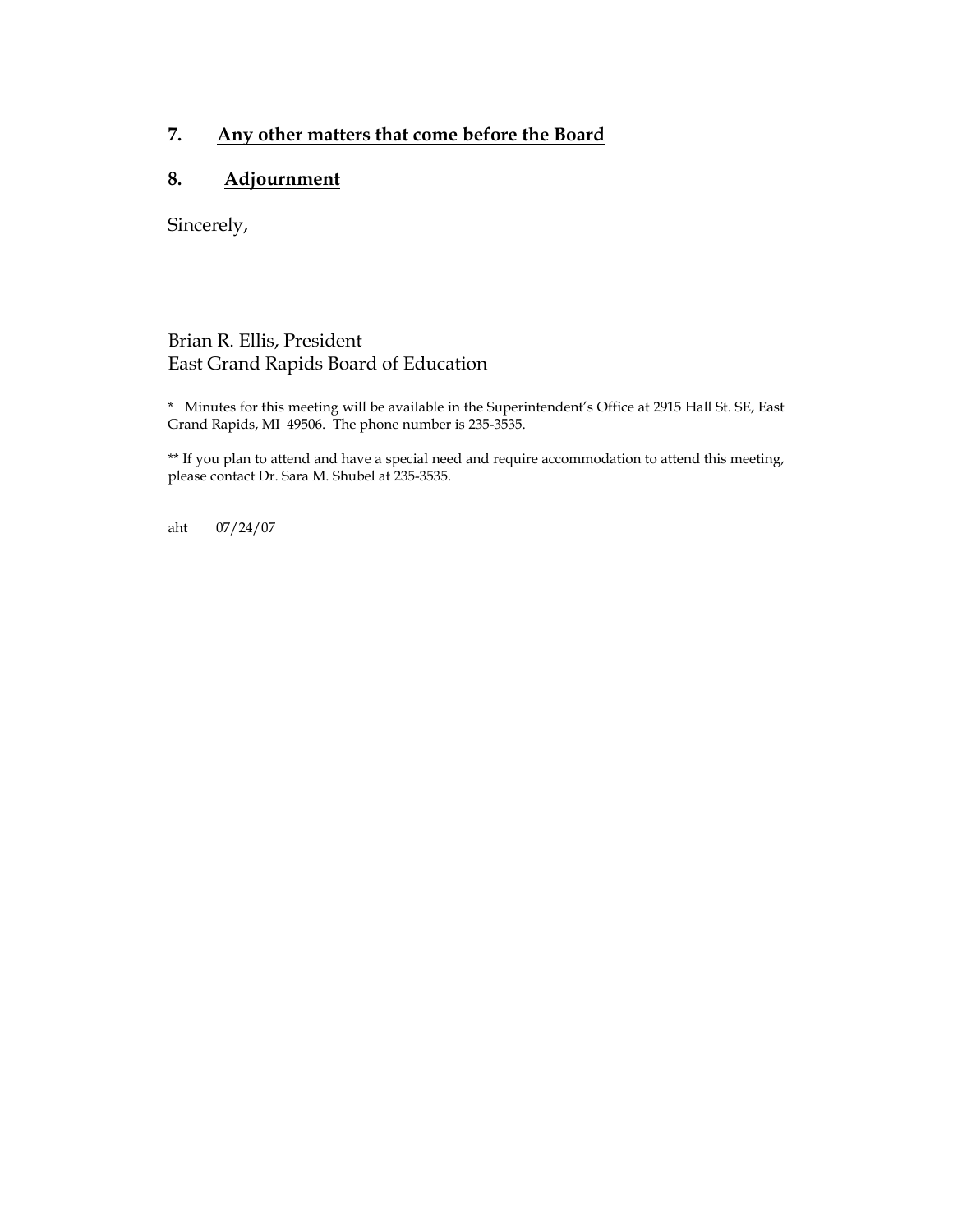**7. <u>Any other matters that come before the Board</u>**

**8. <u>Adjournment</u>**

Sincerely,

Brian R. Ellis, President
East Grand Rapids Board of Education

* Minutes for this meeting will be available in the Superintendent's Office at 2915 Hall St. SE, East Grand Rapids, MI 49506. The phone number is 235-3535.

** If you plan to attend and have a special need and require accommodation to attend this meeting, please contact Dr. Sara M. Shubel at 235-3535.

aht 07/24/07